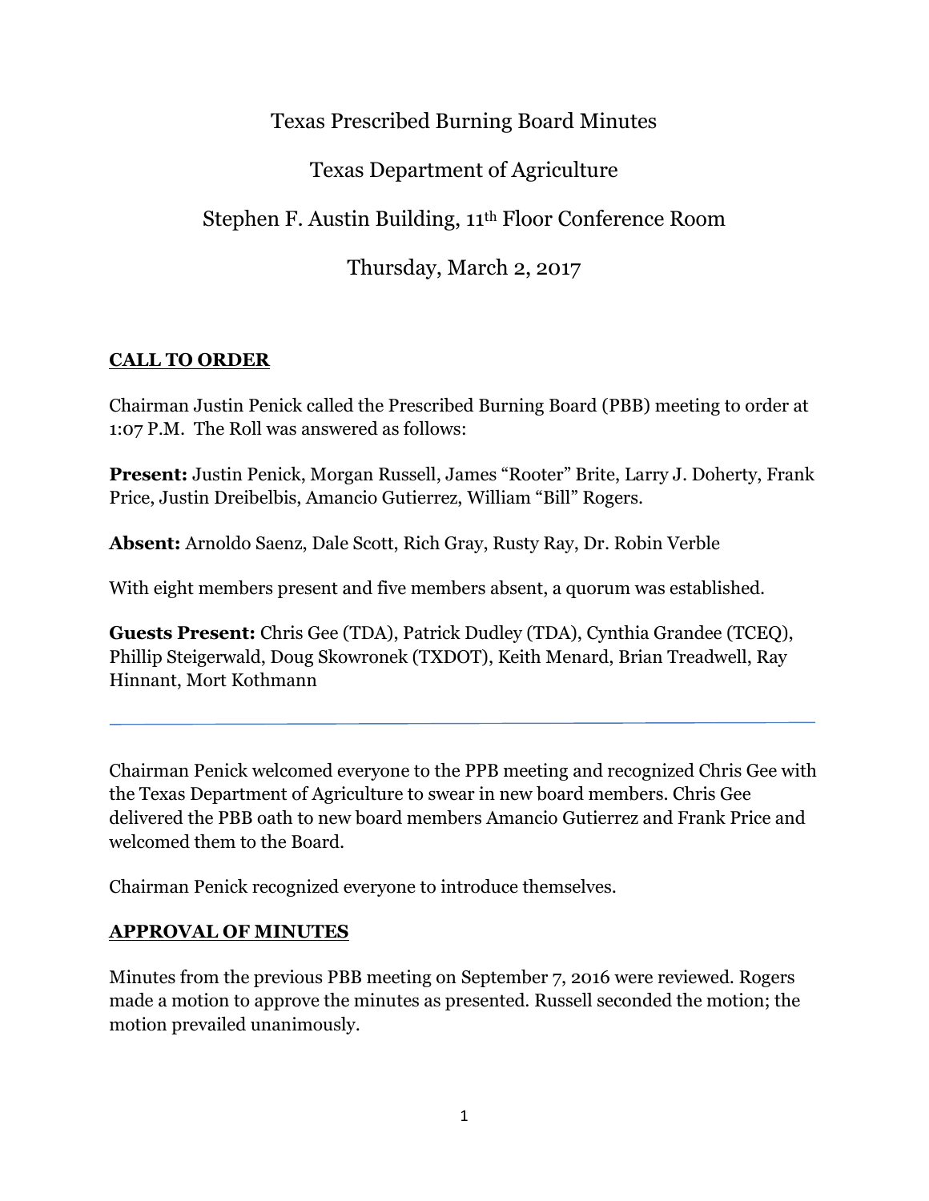# Texas Prescribed Burning Board Minutes

## Texas Department of Agriculture

## Stephen F. Austin Building, 11th Floor Conference Room

## Thursday, March 2, 2017

**CALL TO ORDER**

Chairman Justin Penick called the Prescribed Burning Board (PBB) meeting to order at 1:07 P.M. The Roll was answered as follows:

**Present:** Justin Penick, Morgan Russell, James "Rooter" Brite, Larry J. Doherty, Frank Price, Justin Dreibelbis, Amancio Gutierrez, William "Bill" Rogers.

**Absent:** Arnoldo Saenz, Dale Scott, Rich Gray, Rusty Ray, Dr. Robin Verble

With eight members present and five members absent, a quorum was established.

**Guests Present:** Chris Gee (TDA), Patrick Dudley (TDA), Cynthia Grandee (TCEQ), Phillip Steigerwald, Doug Skowronek (TXDOT), Keith Menard, Brian Treadwell, Ray Hinnant, Mort Kothmann

---

Chairman Penick welcomed everyone to the PPB meeting and recognized Chris Gee with the Texas Department of Agriculture to swear in new board members. Chris Gee delivered the PBB oath to new board members Amancio Gutierrez and Frank Price and welcomed them to the Board.

Chairman Penick recognized everyone to introduce themselves.

**APPROVAL OF MINUTES**

Minutes from the previous PBB meeting on September 7, 2016 were reviewed. Rogers made a motion to approve the minutes as presented. Russell seconded the motion; the motion prevailed unanimously.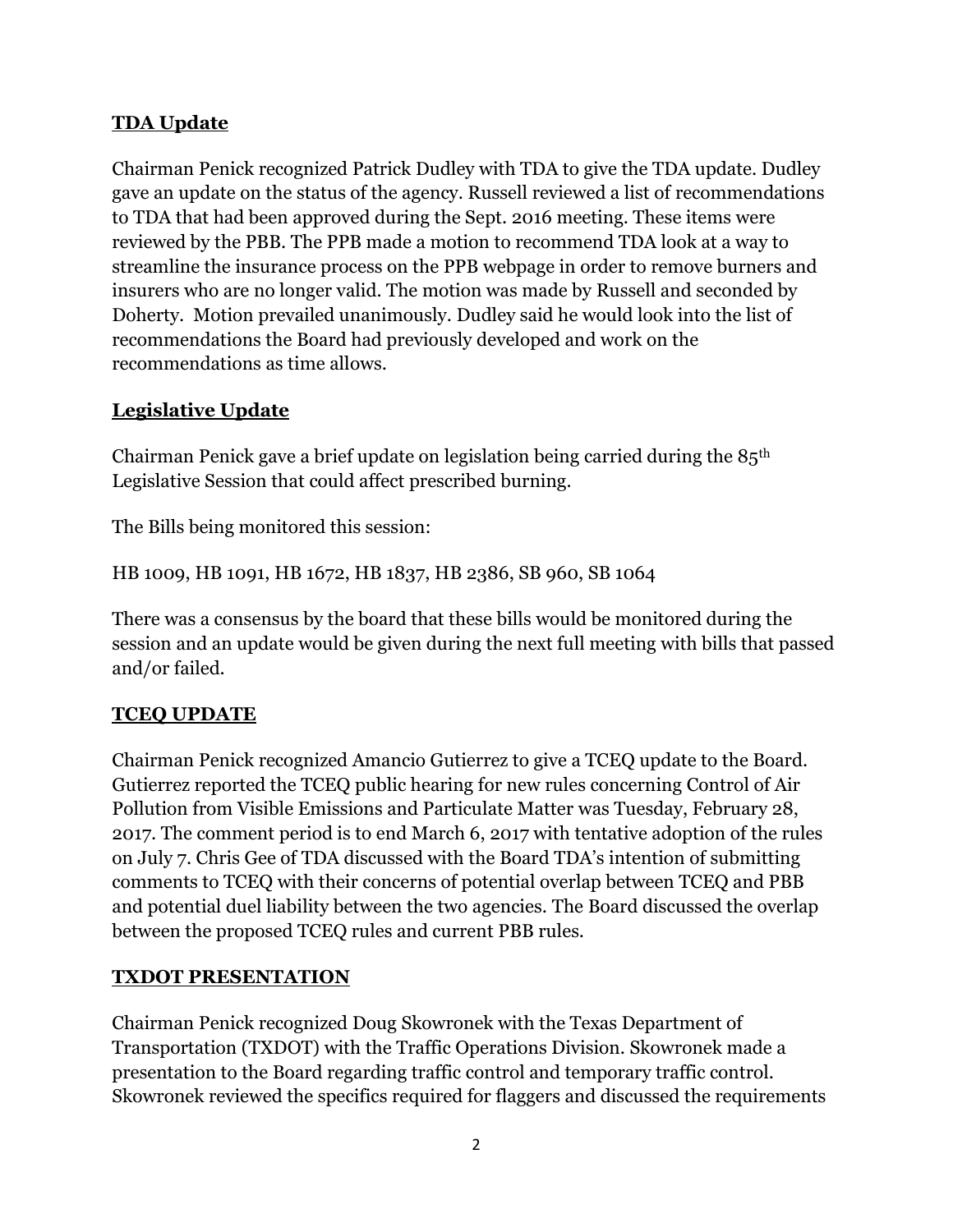**TDA Update**

Chairman Penick recognized Patrick Dudley with TDA to give the TDA update. Dudley gave an update on the status of the agency. Russell reviewed a list of recommendations to TDA that had been approved during the Sept. 2016 meeting. These items were reviewed by the PBB. The PPB made a motion to recommend TDA look at a way to streamline the insurance process on the PPB webpage in order to remove burners and insurers who are no longer valid. The motion was made by Russell and seconded by Doherty. Motion prevailed unanimously. Dudley said he would look into the list of recommendations the Board had previously developed and work on the recommendations as time allows.

**Legislative Update**

Chairman Penick gave a brief update on legislation being carried during the 85th Legislative Session that could affect prescribed burning.

The Bills being monitored this session:

HB 1009, HB 1091, HB 1672, HB 1837, HB 2386, SB 960, SB 1064

There was a consensus by the board that these bills would be monitored during the session and an update would be given during the next full meeting with bills that passed and/or failed.

**TCEQ UPDATE**

Chairman Penick recognized Amancio Gutierrez to give a TCEQ update to the Board. Gutierrez reported the TCEQ public hearing for new rules concerning Control of Air Pollution from Visible Emissions and Particulate Matter was Tuesday, February 28, 2017. The comment period is to end March 6, 2017 with tentative adoption of the rules on July 7. Chris Gee of TDA discussed with the Board TDA's intention of submitting comments to TCEQ with their concerns of potential overlap between TCEQ and PBB and potential duel liability between the two agencies. The Board discussed the overlap between the proposed TCEQ rules and current PBB rules.

**TXDOT PRESENTATION**

Chairman Penick recognized Doug Skowronek with the Texas Department of Transportation (TXDOT) with the Traffic Operations Division. Skowronek made a presentation to the Board regarding traffic control and temporary traffic control. Skowronek reviewed the specifics required for flaggers and discussed the requirements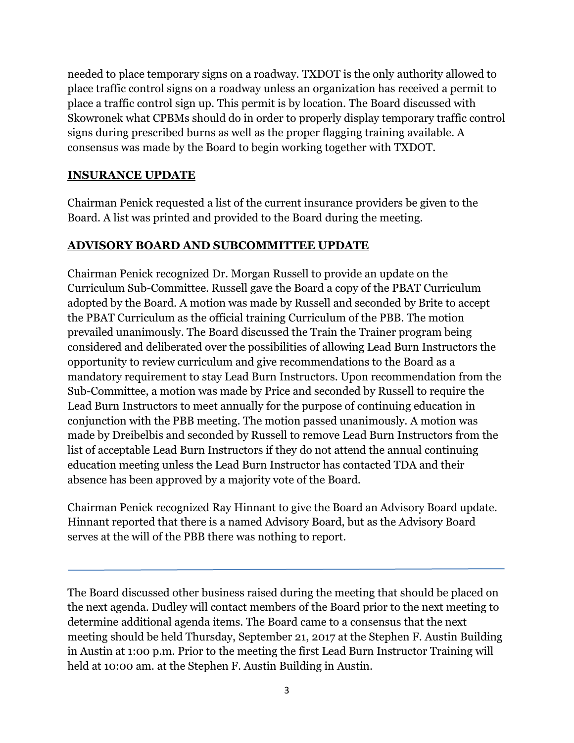needed to place temporary signs on a roadway. TXDOT is the only authority allowed to place traffic control signs on a roadway unless an organization has received a permit to place a traffic control sign up. This permit is by location. The Board discussed with Skowronek what CPBMs should do in order to properly display temporary traffic control signs during prescribed burns as well as the proper flagging training available. A consensus was made by the Board to begin working together with TXDOT.

## INSURANCE UPDATE

Chairman Penick requested a list of the current insurance providers be given to the Board. A list was printed and provided to the Board during the meeting.

## ADVISORY BOARD AND SUBCOMMITTEE UPDATE

Chairman Penick recognized Dr. Morgan Russell to provide an update on the Curriculum Sub-Committee. Russell gave the Board a copy of the PBAT Curriculum adopted by the Board. A motion was made by Russell and seconded by Brite to accept the PBAT Curriculum as the official training Curriculum of the PBB. The motion prevailed unanimously. The Board discussed the Train the Trainer program being considered and deliberated over the possibilities of allowing Lead Burn Instructors the opportunity to review curriculum and give recommendations to the Board as a mandatory requirement to stay Lead Burn Instructors. Upon recommendation from the Sub-Committee, a motion was made by Price and seconded by Russell to require the Lead Burn Instructors to meet annually for the purpose of continuing education in conjunction with the PBB meeting. The motion passed unanimously. A motion was made by Dreibelbis and seconded by Russell to remove Lead Burn Instructors from the list of acceptable Lead Burn Instructors if they do not attend the annual continuing education meeting unless the Lead Burn Instructor has contacted TDA and their absence has been approved by a majority vote of the Board.

Chairman Penick recognized Ray Hinnant to give the Board an Advisory Board update. Hinnant reported that there is a named Advisory Board, but as the Advisory Board serves at the will of the PBB there was nothing to report.

---

The Board discussed other business raised during the meeting that should be placed on the next agenda. Dudley will contact members of the Board prior to the next meeting to determine additional agenda items. The Board came to a consensus that the next meeting should be held Thursday, September 21, 2017 at the Stephen F. Austin Building in Austin at 1:00 p.m. Prior to the meeting the first Lead Burn Instructor Training will held at 10:00 am. at the Stephen F. Austin Building in Austin.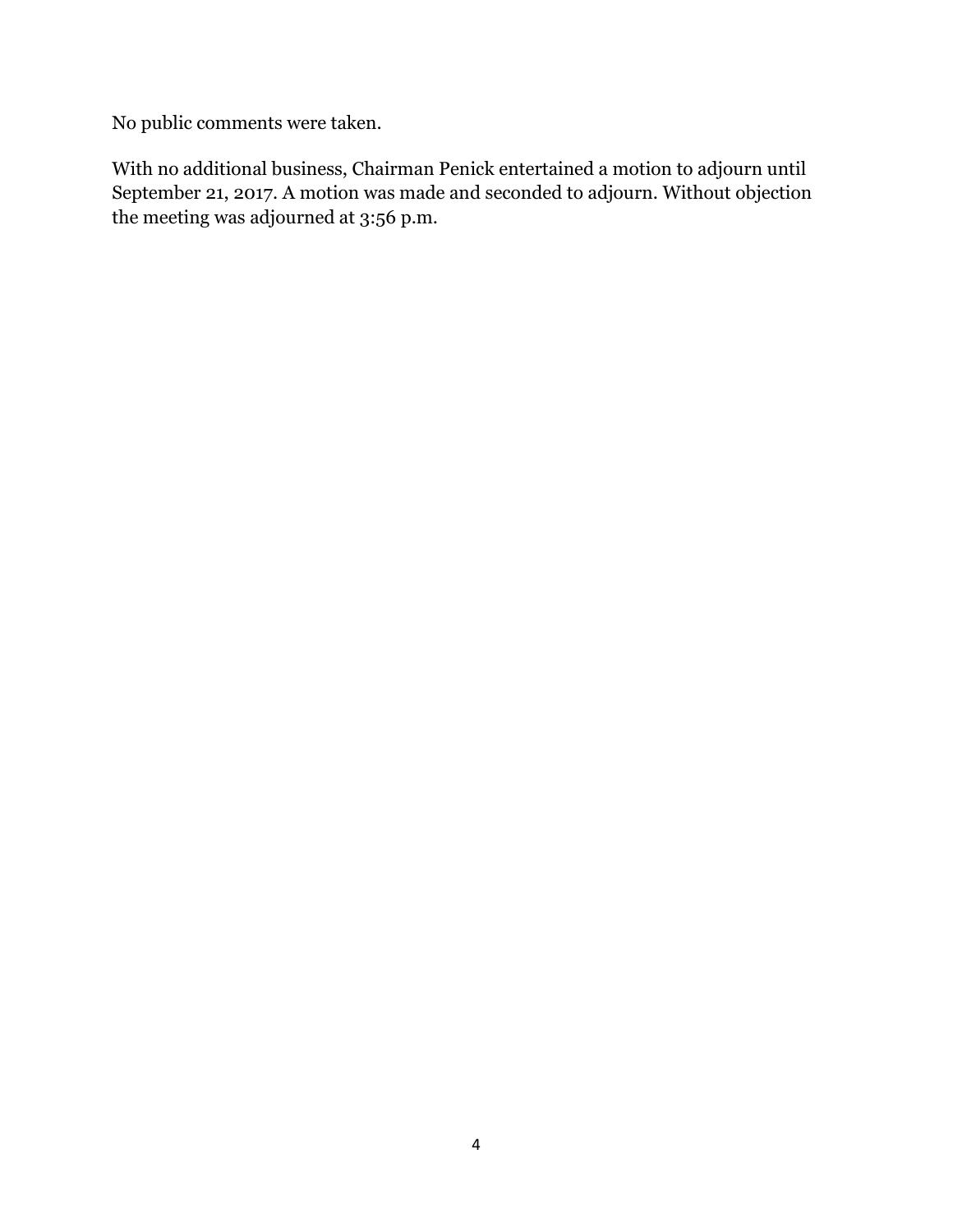No public comments were taken.

With no additional business, Chairman Penick entertained a motion to adjourn until September 21, 2017. A motion was made and seconded to adjourn. Without objection the meeting was adjourned at 3:56 p.m.